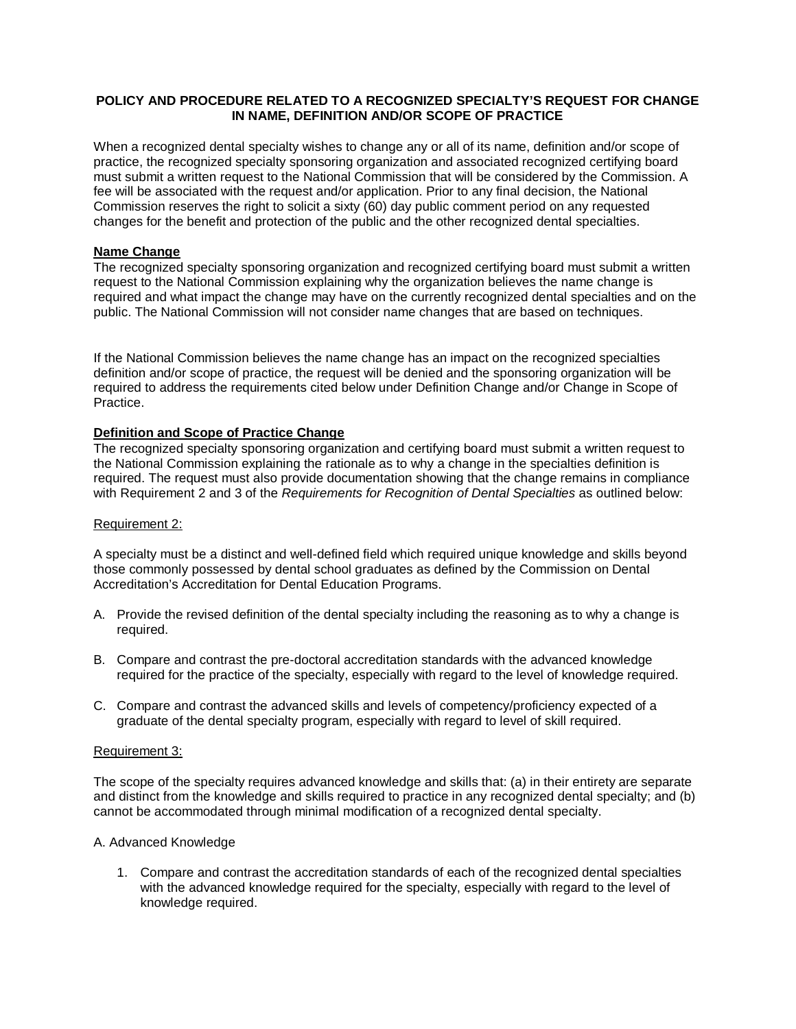**POLICY AND PROCEDURE RELATED TO A RECOGNIZED SPECIALTY'S REQUEST FOR CHANGE IN NAME, DEFINITION AND/OR SCOPE OF PRACTICE**

When a recognized dental specialty wishes to change any or all of its name, definition and/or scope of practice, the recognized specialty sponsoring organization and associated recognized certifying board must submit a written request to the National Commission that will be considered by the Commission. A fee will be associated with the request and/or application. Prior to any final decision, the National Commission reserves the right to solicit a sixty (60) day public comment period on any requested changes for the benefit and protection of the public and the other recognized dental specialties.

**Name Change**

The recognized specialty sponsoring organization and recognized certifying board must submit a written request to the National Commission explaining why the organization believes the name change is required and what impact the change may have on the currently recognized dental specialties and on the public. The National Commission will not consider name changes that are based on techniques.

If the National Commission believes the name change has an impact on the recognized specialties definition and/or scope of practice, the request will be denied and the sponsoring organization will be required to address the requirements cited below under Definition Change and/or Change in Scope of Practice.

**Definition and Scope of Practice Change**

The recognized specialty sponsoring organization and certifying board must submit a written request to the National Commission explaining the rationale as to why a change in the specialties definition is required. The request must also provide documentation showing that the change remains in compliance with Requirement 2 and 3 of the *Requirements for Recognition of Dental Specialties* as outlined below:

Requirement 2:

A specialty must be a distinct and well-defined field which required unique knowledge and skills beyond those commonly possessed by dental school graduates as defined by the Commission on Dental Accreditation's Accreditation for Dental Education Programs.

A. Provide the revised definition of the dental specialty including the reasoning as to why a change is required.

B. Compare and contrast the pre-doctoral accreditation standards with the advanced knowledge required for the practice of the specialty, especially with regard to the level of knowledge required.

C. Compare and contrast the advanced skills and levels of competency/proficiency expected of a graduate of the dental specialty program, especially with regard to level of skill required.

Requirement 3:

The scope of the specialty requires advanced knowledge and skills that: (a) in their entirety are separate and distinct from the knowledge and skills required to practice in any recognized dental specialty; and (b) cannot be accommodated through minimal modification of a recognized dental specialty.

A. Advanced Knowledge

1. Compare and contrast the accreditation standards of each of the recognized dental specialties with the advanced knowledge required for the specialty, especially with regard to the level of knowledge required.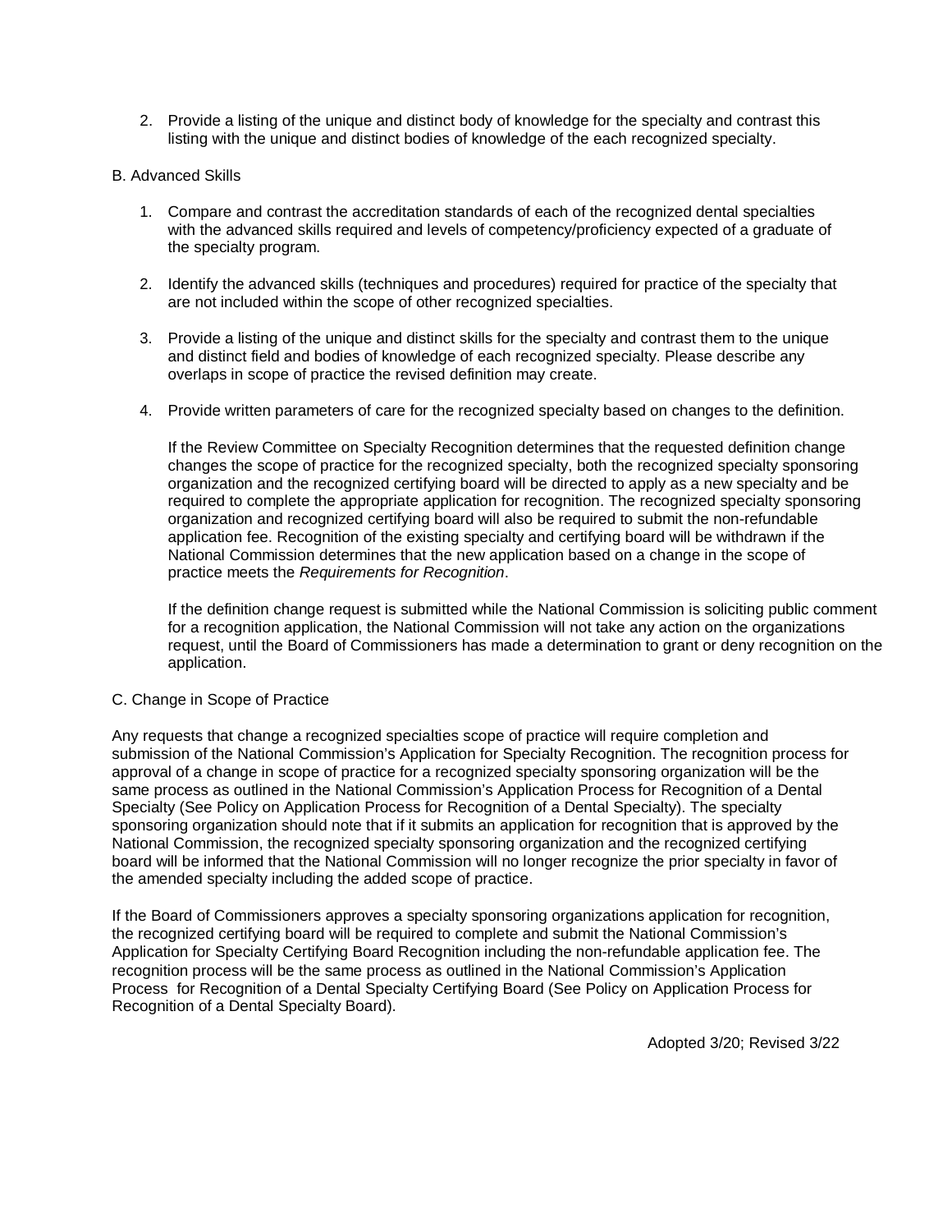2. Provide a listing of the unique and distinct body of knowledge for the specialty and contrast this listing with the unique and distinct bodies of knowledge of the each recognized specialty.

B. Advanced Skills

1. Compare and contrast the accreditation standards of each of the recognized dental specialties with the advanced skills required and levels of competency/proficiency expected of a graduate of the specialty program.

2. Identify the advanced skills (techniques and procedures) required for practice of the specialty that are not included within the scope of other recognized specialties.

3. Provide a listing of the unique and distinct skills for the specialty and contrast them to the unique and distinct field and bodies of knowledge of each recognized specialty. Please describe any overlaps in scope of practice the revised definition may create.

4. Provide written parameters of care for the recognized specialty based on changes to the definition.

   If the Review Committee on Specialty Recognition determines that the requested definition change changes the scope of practice for the recognized specialty, both the recognized specialty sponsoring organization and the recognized certifying board will be directed to apply as a new specialty and be required to complete the appropriate application for recognition. The recognized specialty sponsoring organization and recognized certifying board will also be required to submit the non-refundable application fee. Recognition of the existing specialty and certifying board will be withdrawn if the National Commission determines that the new application based on a change in the scope of practice meets the *Requirements for Recognition*.

   If the definition change request is submitted while the National Commission is soliciting public comment for a recognition application, the National Commission will not take any action on the organizations request, until the Board of Commissioners has made a determination to grant or deny recognition on the application.

C. Change in Scope of Practice

Any requests that change a recognized specialties scope of practice will require completion and submission of the National Commission's Application for Specialty Recognition. The recognition process for approval of a change in scope of practice for a recognized specialty sponsoring organization will be the same process as outlined in the National Commission's Application Process for Recognition of a Dental Specialty (See Policy on Application Process for Recognition of a Dental Specialty). The specialty sponsoring organization should note that if it submits an application for recognition that is approved by the National Commission, the recognized specialty sponsoring organization and the recognized certifying board will be informed that the National Commission will no longer recognize the prior specialty in favor of the amended specialty including the added scope of practice.

If the Board of Commissioners approves a specialty sponsoring organizations application for recognition, the recognized certifying board will be required to complete and submit the National Commission's Application for Specialty Certifying Board Recognition including the non-refundable application fee. The recognition process will be the same process as outlined in the National Commission's Application Process for Recognition of a Dental Specialty Certifying Board (See Policy on Application Process for Recognition of a Dental Specialty Board).

Adopted 3/20; Revised 3/22